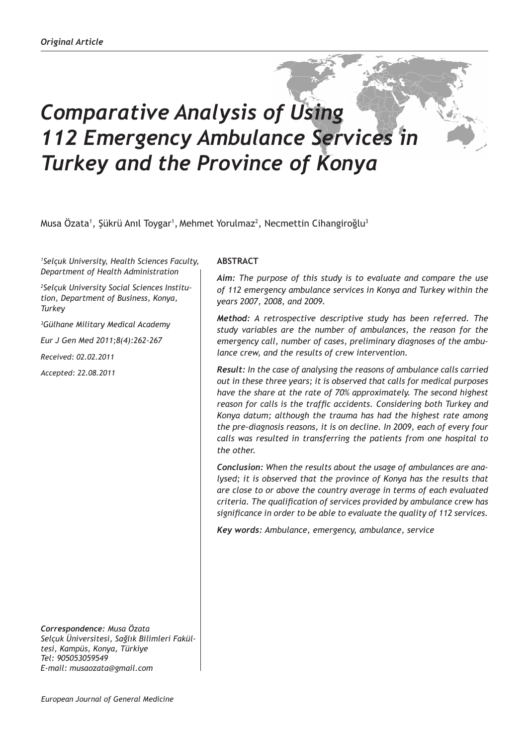*Original Article*

# Comparative Analysis of Using 112 Emergency Ambulance Services in Turkey and the Province of Konya

Musa Özata[1], Şükrü Anıl Toygar[1], Mehmet Yorulmaz[2], Necmettin Cihangiroğlu[3]

*[1]Selçuk University, Health Sciences Faculty, Department of Health Administration*

*[2]Selçuk University Social Sciences Institution, Department of Business, Konya, Turkey*

*[3]Gülhane Military Medical Academy*

*Eur J Gen Med 2011;8(4):262-267*

*Received: 02.02.2011*

*Accepted: 22.08.2011*

**ABSTRACT**

***Aim:*** *The purpose of this study is to evaluate and compare the use of 112 emergency ambulance services in Konya and Turkey within the years 2007, 2008, and 2009.*

***Method:*** *A retrospective descriptive study has been referred. The study variables are the number of ambulances, the reason for the emergency call, number of cases, preliminary diagnoses of the ambulance crew, and the results of crew intervention.*

***Result:*** *In the case of analysing the reasons of ambulance calls carried out in these three years; it is observed that calls for medical purposes have the share at the rate of 70% approximately. The second highest reason for calls is the traffic accidents. Considering both Turkey and Konya datum; although the trauma has had the highest rate among the pre-diagnosis reasons, it is on decline. In 2009, each of every four calls was resulted in transferring the patients from one hospital to the other.*

***Conclusion:*** *When the results about the usage of ambulances are analysed; it is observed that the province of Konya has the results that are close to or above the country average in terms of each evaluated criteria. The qualification of services provided by ambulance crew has significance in order to be able to evaluate the quality of 112 services.*

***Key words:*** *Ambulance, emergency, ambulance, service*

***Correspondence:*** *Musa Özata*
*Selçuk Üniversitesi, Sağlık Bilimleri Fakültesi, Kampüs, Konya, Türkiye*
*Tel: 905053059549*
*E-mail: musaozata@gmail.com*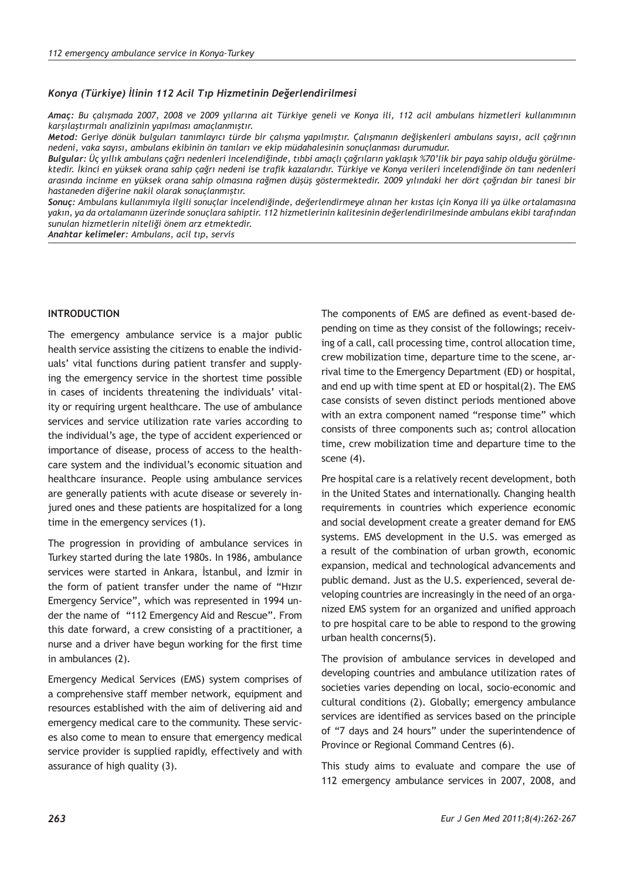### *Konya (Türkiye) İlinin 112 Acil Tıp Hizmetinin Değerlendirilmesi*

***Amaç:*** *Bu çalışmada 2007, 2008 ve 2009 yıllarına ait Türkiye geneli ve Konya ili, 112 acil ambulans hizmetleri kullanımının karşılaştırmalı analizinin yapılması amaçlanmıştır.*

***Metod:*** *Geriye dönük bulguları tanımlayıcı türde bir çalışma yapılmıştır. Çalışmanın değişkenleri ambulans sayısı, acil çağrının nedeni, vaka sayısı, ambulans ekibinin ön tanıları ve ekip müdahalesinin sonuçlanması durumudur.*

***Bulgular:*** *Üç yıllık ambulans çağrı nedenleri incelendiğinde, tıbbi amaçlı çağrıların yaklaşık %70'lik bir paya sahip olduğu görülmektedir. İkinci en yüksek orana sahip çağrı nedeni ise trafik kazalarıdır. Türkiye ve Konya verileri incelendiğinde ön tanı nedenleri arasında incinme en yüksek orana sahip olmasına rağmen düşüş göstermektedir. 2009 yılındaki her dört çağrıdan bir tanesi bir hastaneden diğerine nakil olarak sonuçlanmıştır.*

***Sonuç:*** *Ambulans kullanımıyla ilgili sonuçlar incelendiğinde, değerlendirmeye alınan her kıstas için Konya ili ya ülke ortalamasına yakın, ya da ortalamanın üzerinde sonuçlara sahiptir. 112 hizmetlerinin kalitesinin değerlendirilmesinde ambulans ekibi tarafından sunulan hizmetlerin niteliği önem arz etmektedir.*

***Anahtar kelimeler:*** *Ambulans, acil tıp, servis*

## INTRODUCTION

The emergency ambulance service is a major public health service assisting the citizens to enable the individuals' vital functions during patient transfer and supplying the emergency service in the shortest time possible in cases of incidents threatening the individuals' vitality or requiring urgent healthcare. The use of ambulance services and service utilization rate varies according to the individual's age, the type of accident experienced or importance of disease, process of access to the healthcare system and the individual's economic situation and healthcare insurance. People using ambulance services are generally patients with acute disease or severely injured ones and these patients are hospitalized for a long time in the emergency services (1).

The progression in providing of ambulance services in Turkey started during the late 1980s. In 1986, ambulance services were started in Ankara, İstanbul, and İzmir in the form of patient transfer under the name of "Hızır Emergency Service", which was represented in 1994 under the name of "112 Emergency Aid and Rescue". From this date forward, a crew consisting of a practitioner, a nurse and a driver have begun working for the first time in ambulances (2).

Emergency Medical Services (EMS) system comprises of a comprehensive staff member network, equipment and resources established with the aim of delivering aid and emergency medical care to the community. These services also come to mean to ensure that emergency medical service provider is supplied rapidly, effectively and with assurance of high quality (3).

The components of EMS are defined as event-based depending on time as they consist of the followings; receiving of a call, call processing time, control allocation time, crew mobilization time, departure time to the scene, arrival time to the Emergency Department (ED) or hospital, and end up with time spent at ED or hospital(2). The EMS case consists of seven distinct periods mentioned above with an extra component named "response time" which consists of three components such as; control allocation time, crew mobilization time and departure time to the scene (4).

Pre hospital care is a relatively recent development, both in the United States and internationally. Changing health requirements in countries which experience economic and social development create a greater demand for EMS systems. EMS development in the U.S. was emerged as a result of the combination of urban growth, economic expansion, medical and technological advancements and public demand. Just as the U.S. experienced, several developing countries are increasingly in the need of an organized EMS system for an organized and unified approach to pre hospital care to be able to respond to the growing urban health concerns(5).

The provision of ambulance services in developed and developing countries and ambulance utilization rates of societies varies depending on local, socio-economic and cultural conditions (2). Globally; emergency ambulance services are identified as services based on the principle of "7 days and 24 hours" under the superintendence of Province or Regional Command Centres (6).

This study aims to evaluate and compare the use of 112 emergency ambulance services in 2007, 2008, and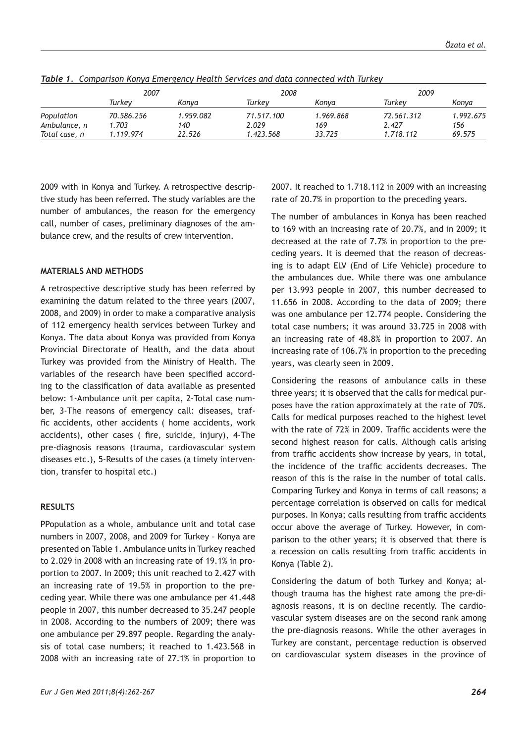*Table 1. Comparison Konya Emergency Health Services and data connected with Turkey*

| | 2007 | | 2008 | | 2009 | |
|---|---|---|---|---|---|---|
| | Turkey | Konya | Turkey | Konya | Turkey | Konya |
| Population | 70.586.256 | 1.959.082 | 71.517.100 | 1.969.868 | 72.561.312 | 1.992.675 |
| Ambulance, n | 1.703 | 140 | 2.029 | 169 | 2.427 | 156 |
| Total case, n | 1.119.974 | 22.526 | 1.423.568 | 33.725 | 1.718.112 | 69.575 |

2009 with in Konya and Turkey. A retrospective descriptive study has been referred. The study variables are the number of ambulances, the reason for the emergency call, number of cases, preliminary diagnoses of the ambulance crew, and the results of crew intervention.

## MATERIALS AND METHODS

A retrospective descriptive study has been referred by examining the datum related to the three years (2007, 2008, and 2009) in order to make a comparative analysis of 112 emergency health services between Turkey and Konya. The data about Konya was provided from Konya Provincial Directorate of Health, and the data about Turkey was provided from the Ministry of Health. The variables of the research have been specified according to the classification of data available as presented below: 1-Ambulance unit per capita, 2-Total case number, 3-The reasons of emergency call: diseases, traffic accidents, other accidents ( home accidents, work accidents), other cases ( fire, suicide, injury), 4-The pre-diagnosis reasons (trauma, cardiovascular system diseases etc.), 5-Results of the cases (a timely intervention, transfer to hospital etc.)

## RESULTS

PPopulation as a whole, ambulance unit and total case numbers in 2007, 2008, and 2009 for Turkey – Konya are presented on Table 1. Ambulance units in Turkey reached to 2.029 in 2008 with an increasing rate of 19.1% in proportion to 2007. In 2009; this unit reached to 2.427 with an increasing rate of 19.5% in proportion to the preceding year. While there was one ambulance per 41.448 people in 2007, this number decreased to 35.247 people in 2008. According to the numbers of 2009; there was one ambulance per 29.897 people. Regarding the analysis of total case numbers; it reached to 1.423.568 in 2008 with an increasing rate of 27.1% in proportion to 2007. It reached to 1.718.112 in 2009 with an increasing rate of 20.7% in proportion to the preceding years.

The number of ambulances in Konya has been reached to 169 with an increasing rate of 20.7%, and in 2009; it decreased at the rate of 7.7% in proportion to the preceding years. It is deemed that the reason of decreasing is to adapt ELV (End of Life Vehicle) procedure to the ambulances due. While there was one ambulance per 13.993 people in 2007, this number decreased to 11.656 in 2008. According to the data of 2009; there was one ambulance per 12.774 people. Considering the total case numbers; it was around 33.725 in 2008 with an increasing rate of 48.8% in proportion to 2007. An increasing rate of 106.7% in proportion to the preceding years, was clearly seen in 2009.

Considering the reasons of ambulance calls in these three years; it is observed that the calls for medical purposes have the ration approximately at the rate of 70%. Calls for medical purposes reached to the highest level with the rate of 72% in 2009. Traffic accidents were the second highest reason for calls. Although calls arising from traffic accidents show increase by years, in total, the incidence of the traffic accidents decreases. The reason of this is the raise in the number of total calls. Comparing Turkey and Konya in terms of call reasons; a percentage correlation is observed on calls for medical purposes. In Konya; calls resulting from traffic accidents occur above the average of Turkey. However, in comparison to the other years; it is observed that there is a recession on calls resulting from traffic accidents in Konya (Table 2).

Considering the datum of both Turkey and Konya; although trauma has the highest rate among the pre-diagnosis reasons, it is on decline recently. The cardiovascular system diseases are on the second rank among the pre-diagnosis reasons. While the other averages in Turkey are constant, percentage reduction is observed on cardiovascular system diseases in the province of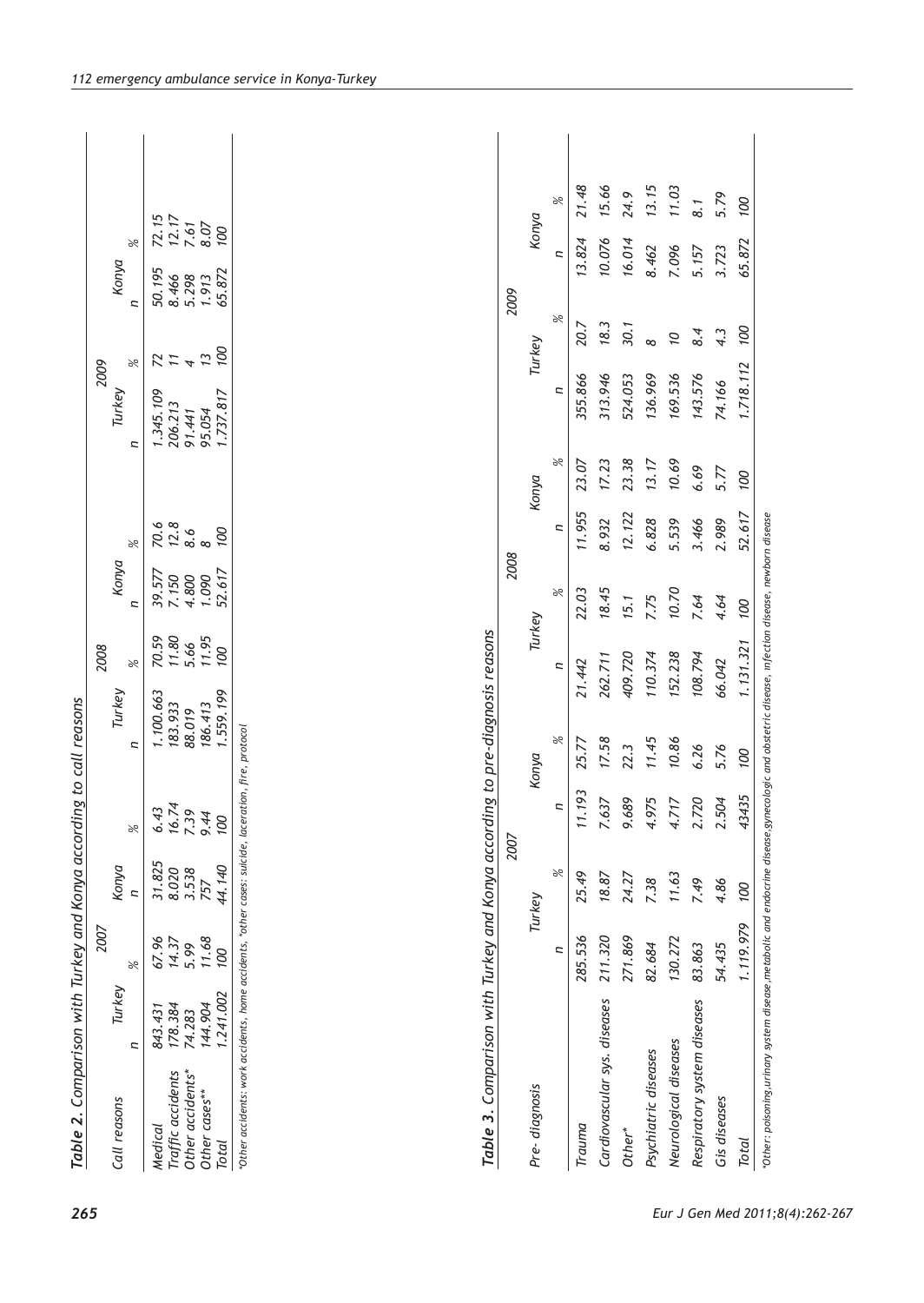**Table 2.** Comparison with Turkey and Konya according to call reasons

| Call reasons | 2007 | | | | 2008 | | | | 2009 | | | |
|---|---|---|---|---|---|---|---|---|---|---|---|---|
| | Turkey | | Konya | | Turkey | | Konya | | Turkey | | Konya | |
| | n | % | n | % | n | % | n | % | n | % | n | % |
| Medical | 843.431 | 67.96 | 31.825 | 6.43 | 1.100.663 | 70.59 | 39.577 | 70.6 | 1.345.109 | 72 | 50.195 | 72.15 |
| Traffic accidents | 178.384 | 14.37 | 8.020 | 16.74 | 183.933 | 11.80 | 7.150 | 12.8 | 206.213 | 11 | 8.466 | 12.17 |
| Other accidents* | 74.283 | 5.99 | 3.538 | 7.39 | 88.019 | 5.66 | 4.800 | 8.6 | 91.441 | 4 | 5.298 | 7.61 |
| Other cases** | 144.904 | 11.68 | 757 | 9.44 | 186.413 | 11.95 | 1.090 | 8 | 95.054 | 13 | 1.913 | 8.07 |
| Total | 1.241.002 | 100 | 44.140 | 100 | 1.559.199 | 100 | 52.617 | 100 | 1.737.817 | 100 | 65.872 | 100 |

*Other accidents: work accidents, home accidents, *other cases: suicide, laceration, fire, protocol

**Table 3.** Comparison with Turkey and Konya according to pre-diagnosis reasons

| Pre- diagnosis | 2007 | | | | 2008 | | | | 2009 | | | |
|---|---|---|---|---|---|---|---|---|---|---|---|---|
| | Turkey | | Konya | | Turkey | | Konya | | Turkey | | Konya | |
| | n | % | n | % | n | % | n | % | n | % | n | % |
| Trauma | 285.536 | 25.49 | 11.193 | 25.77 | 21.442 | 22.03 | 11.955 | 23.07 | 355.866 | 20.7 | 13.824 | 21.48 |
| Cardiovascular sys. diseases | 211.320 | 18.87 | 7.637 | 17.58 | 262.711 | 18.45 | 8.932 | 17.23 | 313.946 | 18.3 | 10.076 | 15.66 |
| Other* | 271.869 | 24.27 | 9.689 | 22.3 | 409.720 | 15.1 | 12.122 | 23.38 | 524.053 | 30.1 | 16.014 | 24.9 |
| Psychiatric diseases | 82.684 | 7.38 | 4.975 | 11.45 | 110.374 | 7.75 | 6.828 | 13.17 | 136.969 | 8 | 8.462 | 13.15 |
| Neurological diseases | 130.272 | 11.63 | 4.717 | 10.86 | 152.238 | 10.70 | 5.539 | 10.69 | 169.536 | 10 | 7.096 | 11.03 |
| Respiratory system diseases | 83.863 | 7.49 | 2.720 | 6.26 | 108.794 | 7.64 | 3.466 | 6.69 | 143.576 | 8.4 | 5.157 | 8.1 |
| Gis diseases | 54.435 | 4.86 | 2.504 | 5.76 | 66.042 | 4.64 | 2.989 | 5.77 | 74.166 | 4.3 | 3.723 | 5.79 |
| Total | 1.119.979 | 100 | 43435 | 100 | 1.131.321 | 100 | 52.617 | 100 | 1.718.112 | 100 | 65.872 | 100 |

*Other: poisoning,urinary system disease,metabolic and endocrine disease,gynecologic and obstetric disease, nfection disease, newborn disease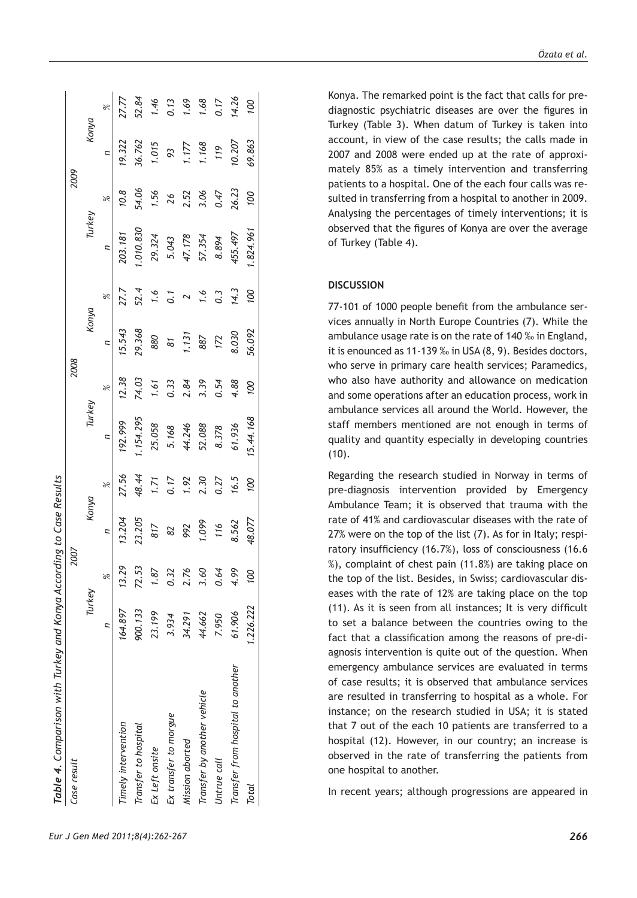**Table 4.** Comparison with Turkey and Konya According to Case Results

| Case result | 2007 | | | | 2008 | | | | 2009 | | | |
|---|---|---|---|---|---|---|---|---|---|---|---|---|
| | Turkey | | Konya | | Turkey | | Konya | | Turkey | | Konya | |
| | n | % | n | % | n | % | n | % | n | % | n | % |
| Timely intervention | 164.897 | 13.29 | 13.204 | 27.56 | 192.999 | 12.38 | 15.543 | 27.7 | 203.181 | 10.8 | 19.322 | 27.77 |
| Transfer to hospital | 900.133 | 72.53 | 23.205 | 48.44 | 1.154.295 | 74.03 | 29.368 | 52.4 | 1.010.830 | 54.06 | 36.762 | 52.84 |
| Ex Left onsite | 23.199 | 1.87 | 817 | 1.71 | 25.058 | 1.61 | 880 | 1.6 | 29.324 | 1.56 | 1.015 | 1.46 |
| Ex transfer to morgue | 3.934 | 0.32 | 82 | 0.17 | 5.168 | 0.33 | 81 | 0.1 | 5.043 | 26 | 93 | 0.13 |
| Mission aborted | 34.291 | 2.76 | 992 | 1.92 | 44.246 | 2.84 | 1.131 | 2 | 47.178 | 2.52 | 1.177 | 1.69 |
| Transfer by another vehicle | 44.662 | 3.60 | 1.099 | 2.30 | 52.088 | 3.39 | 887 | 1.6 | 57.354 | 3.06 | 1.168 | 1.68 |
| Untrue call | 7.950 | 0.64 | 116 | 0.27 | 8.378 | 0.54 | 172 | 0.3 | 8.894 | 0.47 | 119 | 0.17 |
| Transfer from hospital to another | 61.906 | 4.99 | 8.562 | 16.5 | 61.936 | 4.88 | 8.030 | 14.3 | 455.497 | 26.23 | 10.207 | 14.26 |
| Total | 1.226.222 | 100 | 48.077 | 100 | 15.44.168 | 100 | 56.092 | 100 | 1.824.961 | 100 | 69.863 | 100 |

Konya. The remarked point is the fact that calls for pre-diagnostic psychiatric diseases are over the figures in Turkey (Table 3). When datum of Turkey is taken into account, in view of the case results; the calls made in 2007 and 2008 were ended up at the rate of approximately 85% as a timely intervention and transferring patients to a hospital. One of the each four calls was resulted in transferring from a hospital to another in 2009. Analysing the percentages of timely interventions; it is observed that the figures of Konya are over the average of Turkey (Table 4).

## DISCUSSION

77-101 of 1000 people benefit from the ambulance services annually in North Europe Countries (7). While the ambulance usage rate is on the rate of 140 ‰ in England, it is enounced as 11-139 ‰ in USA (8, 9). Besides doctors, who serve in primary care health services; Paramedics, who also have authority and allowance on medication and some operations after an education process, work in ambulance services all around the World. However, the staff members mentioned are not enough in terms of quality and quantity especially in developing countries (10).

Regarding the research studied in Norway in terms of pre-diagnosis intervention provided by Emergency Ambulance Team; it is observed that trauma with the rate of 41% and cardiovascular diseases with the rate of 27% were on the top of the list (7). As for in Italy; respiratory insufficiency (16.7%), loss of consciousness (16.6 %), complaint of chest pain (11.8%) are taking place on the top of the list. Besides, in Swiss; cardiovascular diseases with the rate of 12% are taking place on the top (11). As it is seen from all instances; It is very difficult to set a balance between the countries owing to the fact that a classification among the reasons of pre-diagnosis intervention is quite out of the question. When emergency ambulance services are evaluated in terms of case results; it is observed that ambulance services are resulted in transferring to hospital as a whole. For instance; on the research studied in USA; it is stated that 7 out of the each 10 patients are transferred to a hospital (12). However, in our country; an increase is observed in the rate of transferring the patients from one hospital to another.

In recent years; although progressions are appeared in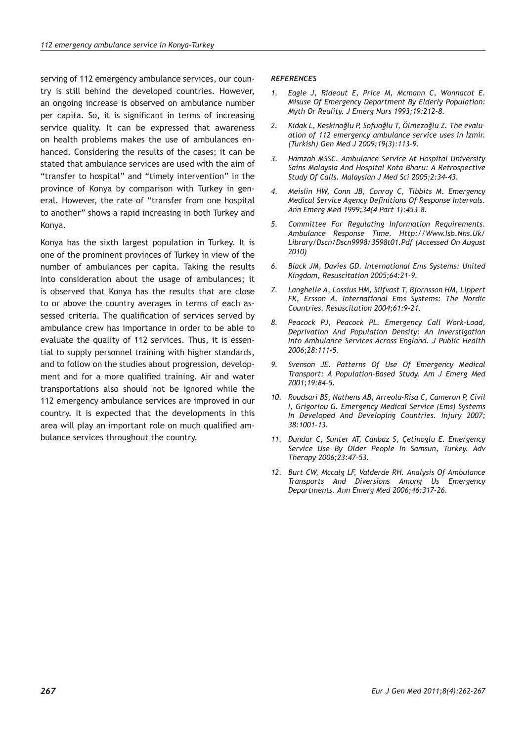serving of 112 emergency ambulance services, our country is still behind the developed countries. However, an ongoing increase is observed on ambulance number per capita. So, it is significant in terms of increasing service quality. It can be expressed that awareness on health problems makes the use of ambulances enhanced. Considering the results of the cases; it can be stated that ambulance services are used with the aim of "transfer to hospital" and "timely intervention" in the province of Konya by comparison with Turkey in general. However, the rate of "transfer from one hospital to another" shows a rapid increasing in both Turkey and Konya.

Konya has the sixth largest population in Turkey. It is one of the prominent provinces of Turkey in view of the number of ambulances per capita. Taking the results into consideration about the usage of ambulances; it is observed that Konya has the results that are close to or above the country averages in terms of each assessed criteria. The qualification of services served by ambulance crew has importance in order to be able to evaluate the quality of 112 services. Thus, it is essential to supply personnel training with higher standards, and to follow on the studies about progression, development and for a more qualified training. Air and water transportations also should not be ignored while the 112 emergency ambulance services are improved in our country. It is expected that the developments in this area will play an important role on much qualified ambulance services throughout the country.

***REFERENCES***

1. *Eagle J, Rideout E, Price M, Mcmann C, Wonnacot E. Misuse Of Emergency Department By Elderly Population: Myth Or Reality. J Emerg Nurs 1993;19:212-8.*
2. *Kidak L, Keskinoğlu P, Sofuoğlu T, Ölmezoğlu Z. The evaluation of 112 emergency ambulance service uses in İzmir. (Turkish) Gen Med J 2009;19(3):113-9.*
3. *Hamzah MSSC. Ambulance Service At Hospital University Sains Malaysia And Hospital Kota Bharu: A Retrospective Study Of Calls. Malaysian J Med Sci 2005;2:34-43.*
4. *Meislin HW, Conn JB, Conroy C, Tibbits M. Emergency Medical Service Agency Definitions Of Response Intervals. Ann Emerg Med 1999;34(4 Part 1):453-8.*
5. *Committee For Regulating Information Requirements. Ambulance Response Time. Http://Www.Isb.Nhs.Uk/Library/Dscn/Dscn9998/3598t01.Pdf (Accessed On August 2010)*
6. *Black JM, Davies GD. International Ems Systems: United Kingdom, Resuscitation 2005;64:21-9.*
7. *Langhelle A, Lossius HM, Silfvast T, Bjornsson HM, Lippert FK, Ersson A. International Ems Systems: The Nordic Countries. Resuscitation 2004;61:9-21.*
8. *Peacock PJ, Peacock PL. Emergency Call Work-Load, Deprivation And Population Density: An Inverstigation Into Ambulance Services Across England. J Public Health 2006;28:111-5.*
9. *Svenson JE. Patterns Of Use Of Emergency Medical Transport: A Population-Based Study. Am J Emerg Med 2001;19:84-5.*
10. *Roudsari BS, Nathens AB, Arreola-Risa C, Cameron P, Civil I, Grigoriou G. Emergency Medical Service (Ems) Systems In Developed And Developing Countries. Injury 2007; 38:1001-13.*
11. *Dundar C, Sunter AT, Canbaz S, Çetinoglu E. Emergency Service Use By Older People In Samsun, Turkey. Adv Therapy 2006;23:47-53.*
12. *Burt CW, Mccalg LF, Valderde RH. Analysis Of Ambulance Transports And Diversions Among Us Emergency Departments. Ann Emerg Med 2006;46:317-26.*